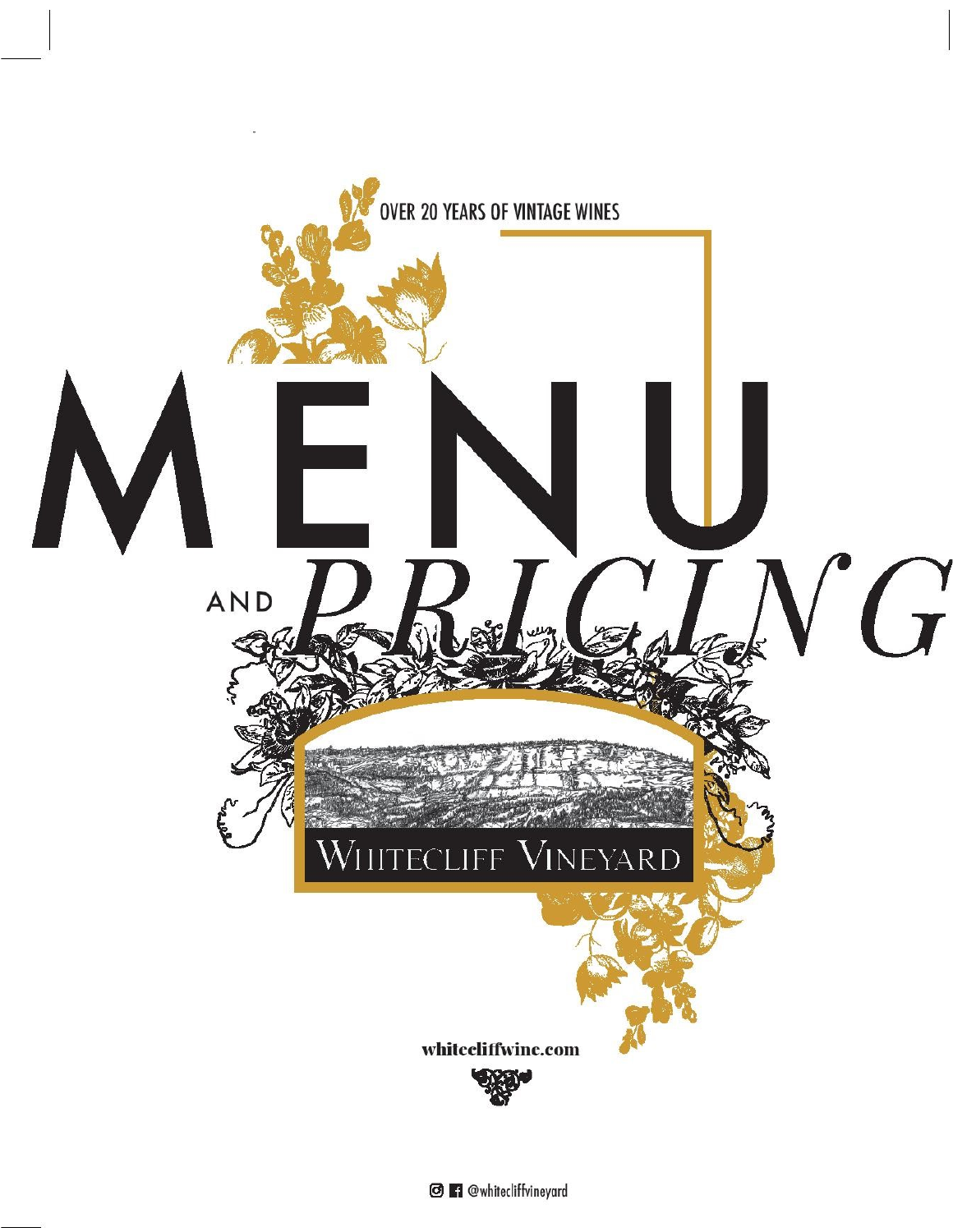OVER 20 YEARS OF VINTAGE WINES

# MENU

## AND *PRICING*

WHITECLIFF VINEYARD

whitecliffwine.com

@whitecliffvineyard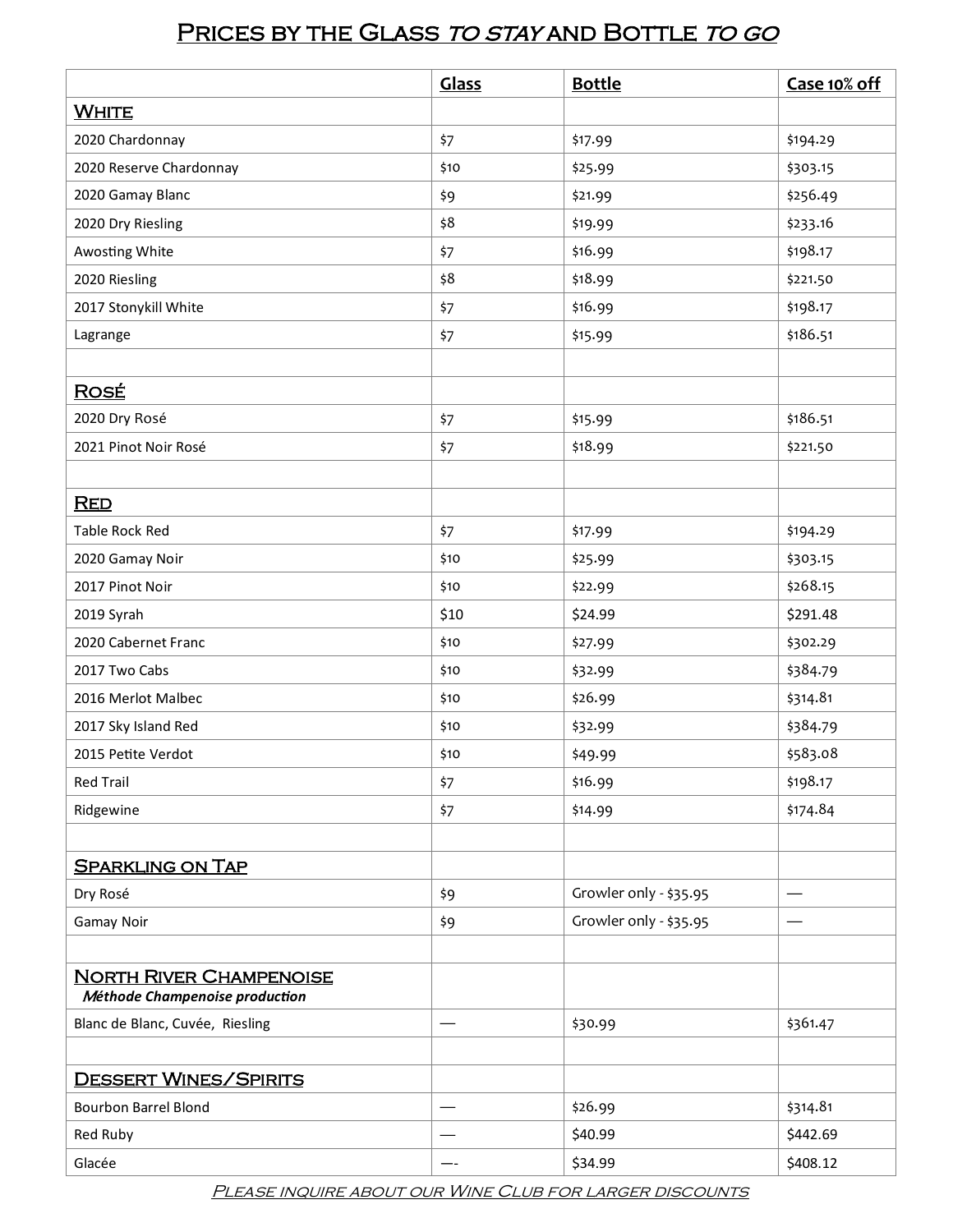# Prices by the Glass *to stay* and Bottle *to go*

| | Glass | Bottle | Case 10% off |
|---|---|---|---|
| **White** | | | |
| 2020 Chardonnay | $7 | $17.99 | $194.29 |
| 2020 Reserve Chardonnay | $10 | $25.99 | $303.15 |
| 2020 Gamay Blanc | $9 | $21.99 | $256.49 |
| 2020 Dry Riesling | $8 | $19.99 | $233.16 |
| Awosting White | $7 | $16.99 | $198.17 |
| 2020 Riesling | $8 | $18.99 | $221.50 |
| 2017 Stonykill White | $7 | $16.99 | $198.17 |
| Lagrange | $7 | $15.99 | $186.51 |
| | | | |
| **Rosé** | | | |
| 2020 Dry Rosé | $7 | $15.99 | $186.51 |
| 2021 Pinot Noir Rosé | $7 | $18.99 | $221.50 |
| | | | |
| **Red** | | | |
| Table Rock Red | $7 | $17.99 | $194.29 |
| 2020 Gamay Noir | $10 | $25.99 | $303.15 |
| 2017 Pinot Noir | $10 | $22.99 | $268.15 |
| 2019 Syrah | $10 | $24.99 | $291.48 |
| 2020 Cabernet Franc | $10 | $27.99 | $302.29 |
| 2017 Two Cabs | $10 | $32.99 | $384.79 |
| 2016 Merlot Malbec | $10 | $26.99 | $314.81 |
| 2017 Sky Island Red | $10 | $32.99 | $384.79 |
| 2015 Petite Verdot | $10 | $49.99 | $583.08 |
| Red Trail | $7 | $16.99 | $198.17 |
| Ridgewine | $7 | $14.99 | $174.84 |
| | | | |
| **Sparkling on Tap** | | | |
| Dry Rosé | $9 | Growler only - $35.95 | — |
| Gamay Noir | $9 | Growler only - $35.95 | — |
| | | | |
| **North River Champenoise** *Méthode Champenoise production* | | | |
| Blanc de Blanc, Cuvée, Riesling | — | $30.99 | $361.47 |
| | | | |
| **Dessert Wines/Spirits** | | | |
| Bourbon Barrel Blond | — | $26.99 | $314.81 |
| Red Ruby | — | $40.99 | $442.69 |
| Glacée | —- | $34.99 | $408.12 |

*Please inquire about our Wine Club for larger discounts*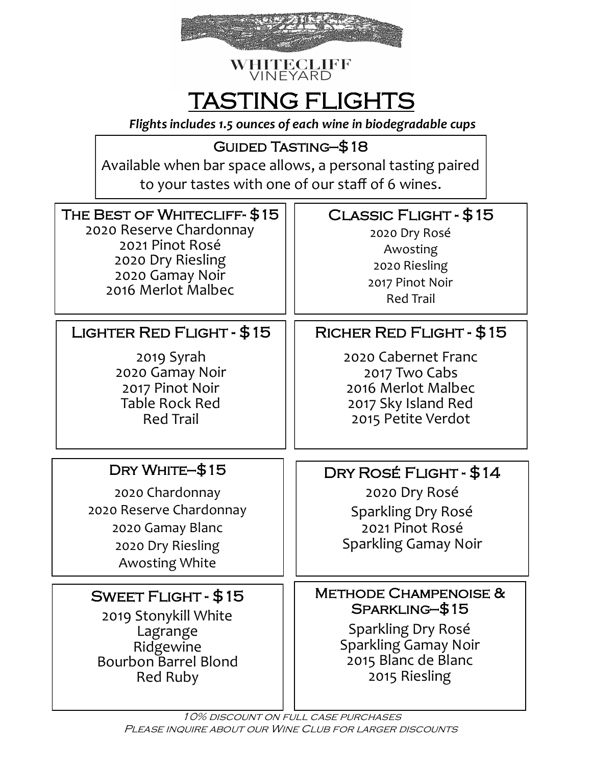WHITECLIFF
VINEYARD

# TASTING FLIGHTS

***Flights includes 1.5 ounces of each wine in biodegradable cups***

## Guided Tasting–$18

Available when bar space allows, a personal tasting paired to your tastes with one of our staff of 6 wines.

## The Best of Whitecliff- $15

2020 Reserve Chardonnay
2021 Pinot Rosé
2020 Dry Riesling
2020 Gamay Noir
2016 Merlot Malbec

## Classic Flight - $15

2020 Dry Rosé
Awosting
2020 Riesling
2017 Pinot Noir
Red Trail

## Lighter Red Flight - $15

2019 Syrah
2020 Gamay Noir
2017 Pinot Noir
Table Rock Red
Red Trail

## Richer Red Flight - $15

2020 Cabernet Franc
2017 Two Cabs
2016 Merlot Malbec
2017 Sky Island Red
2015 Petite Verdot

## Dry White–$15

2020 Chardonnay
2020 Reserve Chardonnay
2020 Gamay Blanc
2020 Dry Riesling
Awosting White

## Dry Rosé Flight - $14

2020 Dry Rosé
Sparkling Dry Rosé
2021 Pinot Rosé
Sparkling Gamay Noir

## Sweet Flight - $15

2019 Stonykill White
Lagrange
Ridgewine
Bourbon Barrel Blond
Red Ruby

## Methode Champenoise & Sparkling–$15

Sparkling Dry Rosé
Sparkling Gamay Noir
2015 Blanc de Blanc
2015 Riesling

*10% discount on full case purchases*
*Please inquire about our Wine Club for larger discounts*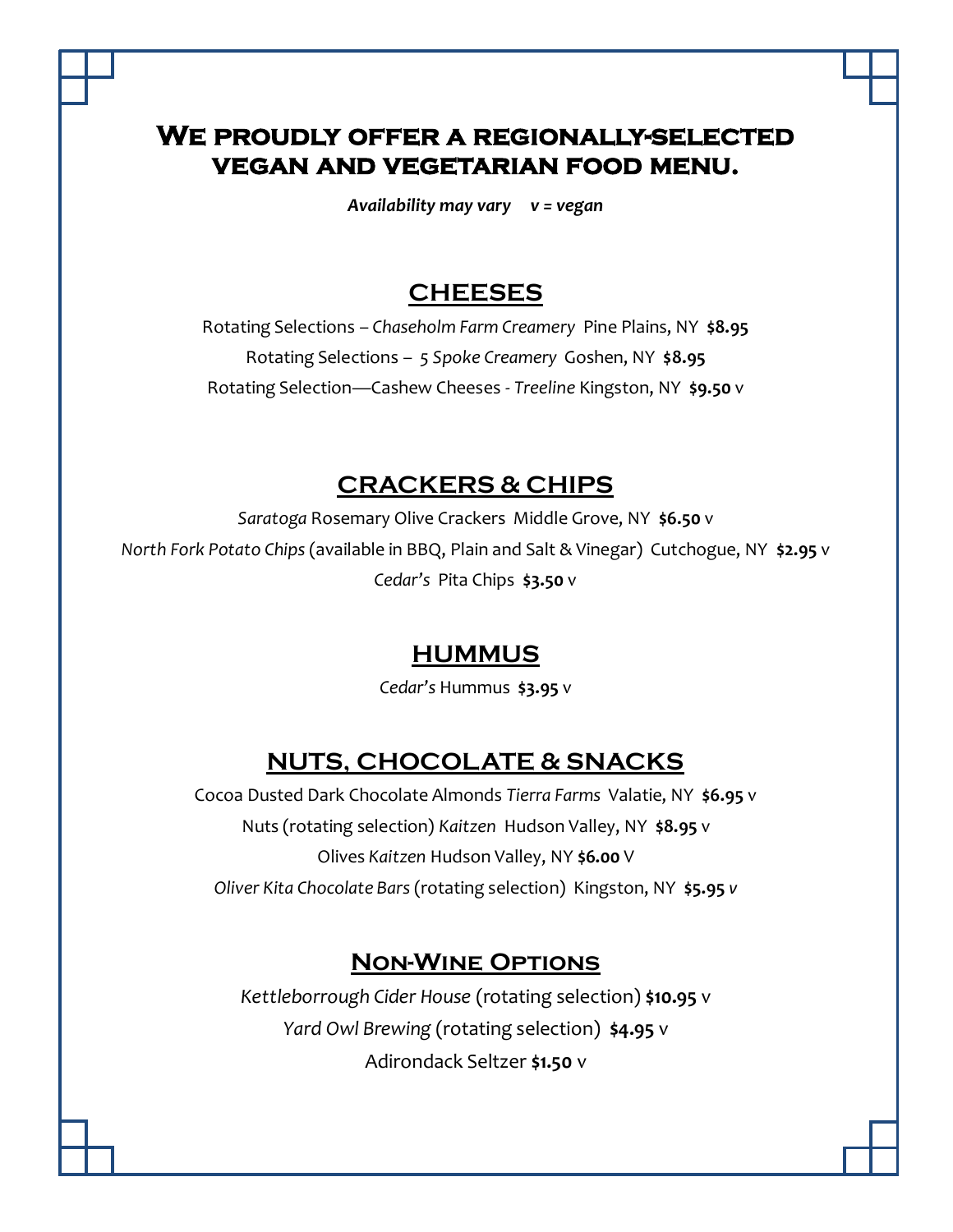# We proudly offer a regionally-selected vegan and vegetarian food menu.

***Availability may vary  v = vegan***

## CHEESES

Rotating Selections – *Chaseholm Farm Creamery* Pine Plains, NY **$8.95**

Rotating Selections – *5 Spoke Creamery* Goshen, NY **$8.95**

Rotating Selection—Cashew Cheeses - *Treeline* Kingston, NY **$9.50** v

## CRACKERS & CHIPS

*Saratoga* Rosemary Olive Crackers Middle Grove, NY **$6.50** v

*North Fork Potato Chips* (available in BBQ, Plain and Salt & Vinegar) Cutchogue, NY **$2.95** v

*Cedar's* Pita Chips **$3.50** v

## HUMMUS

*Cedar's* Hummus **$3.95** v

## NUTS, CHOCOLATE & SNACKS

Cocoa Dusted Dark Chocolate Almonds *Tierra Farms* Valatie, NY **$6.95** v

Nuts (rotating selection) *Kaitzen* Hudson Valley, NY **$8.95** v

Olives *Kaitzen* Hudson Valley, NY **$6.00** V

*Oliver Kita Chocolate Bars* (rotating selection) Kingston, NY **$5.95** *v*

## Non-Wine Options

*Kettleborrough Cider House* (rotating selection) **$10.95** v

*Yard Owl Brewing* (rotating selection) **$4.95** v

Adirondack Seltzer **$1.50** v